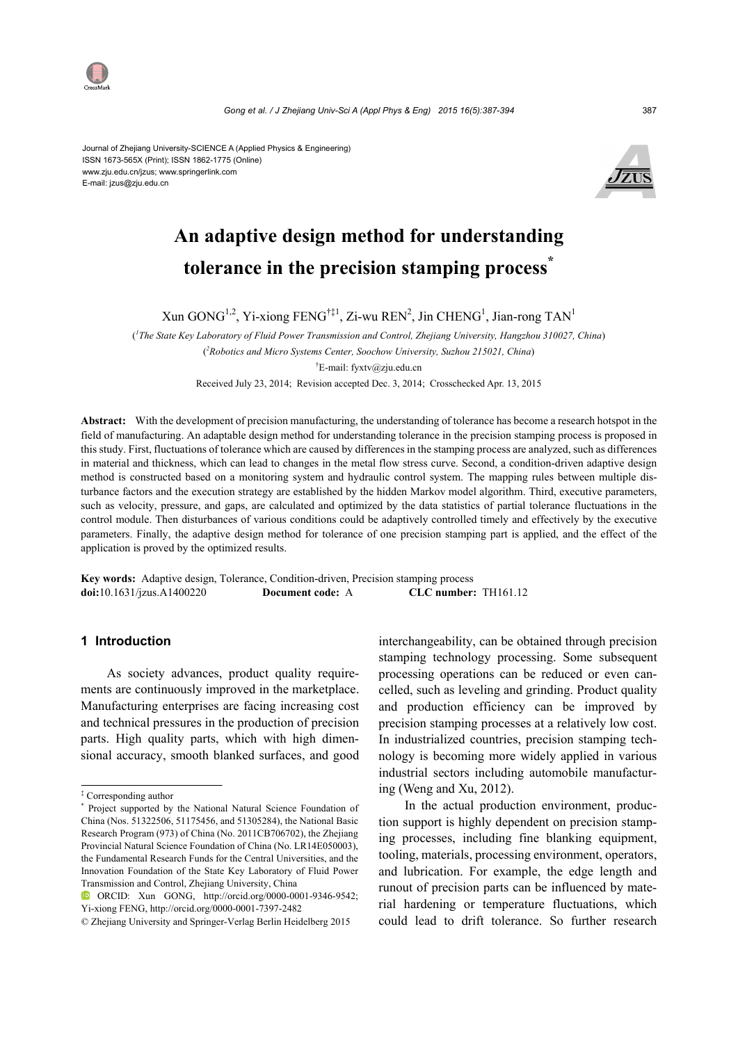Journal of Zhejiang University-SCIENCE A (Applied Physics & Engineering)
ISSN 1673-565X (Print); ISSN 1862-1775 (Online)
www.zju.edu.cn/jzus; www.springerlink.com
E-mail: jzus@zju.edu.cn

# An adaptive design method for understanding tolerance in the precision stamping process[*]

Xun GONG[1,2], Yi-xiong FENG[†‡1], Zi-wu REN[2], Jin CHENG[1], Jian-rong TAN[1]

([1]*The State Key Laboratory of Fluid Power Transmission and Control, Zhejiang University, Hangzhou 310027, China*)

([2]*Robotics and Micro Systems Center, Soochow University, Suzhou 215021, China*)

[†]E-mail: fyxtv@zju.edu.cn

Received July 23, 2014; Revision accepted Dec. 3, 2014; Crosschecked Apr. 13, 2015

**Abstract:** With the development of precision manufacturing, the understanding of tolerance has become a research hotspot in the field of manufacturing. An adaptable design method for understanding tolerance in the precision stamping process is proposed in this study. First, fluctuations of tolerance which are caused by differences in the stamping process are analyzed, such as differences in material and thickness, which can lead to changes in the metal flow stress curve. Second, a condition-driven adaptive design method is constructed based on a monitoring system and hydraulic control system. The mapping rules between multiple disturbance factors and the execution strategy are established by the hidden Markov model algorithm. Third, executive parameters, such as velocity, pressure, and gaps, are calculated and optimized by the data statistics of partial tolerance fluctuations in the control module. Then disturbances of various conditions could be adaptively controlled timely and effectively by the executive parameters. Finally, the adaptive design method for tolerance of one precision stamping part is applied, and the effect of the application is proved by the optimized results.

**Key words:** Adaptive design, Tolerance, Condition-driven, Precision stamping process
**doi:**10.1631/jzus.A1400220 **Document code:** A **CLC number:** TH161.12

## 1 Introduction

As society advances, product quality requirements are continuously improved in the marketplace. Manufacturing enterprises are facing increasing cost and technical pressures in the production of precision parts. High quality parts, which with high dimensional accuracy, smooth blanked surfaces, and good interchangeability, can be obtained through precision stamping technology processing. Some subsequent processing operations can be reduced or even cancelled, such as leveling and grinding. Product quality and production efficiency can be improved by precision stamping processes at a relatively low cost. In industrialized countries, precision stamping technology is becoming more widely applied in various industrial sectors including automobile manufacturing (Weng and Xu, 2012).

In the actual production environment, production support is highly dependent on precision stamping processes, including fine blanking equipment, tooling, materials, processing environment, operators, and lubrication. For example, the edge length and runout of precision parts can be influenced by material hardening or temperature fluctuations, which could lead to drift tolerance. So further research

---

[‡] Corresponding author

[*] Project supported by the National Natural Science Foundation of China (Nos. 51322506, 51175456, and 51305284), the National Basic Research Program (973) of China (No. 2011CB706702), the Zhejiang Provincial Natural Science Foundation of China (No. LR14E050003), the Fundamental Research Funds for the Central Universities, and the Innovation Foundation of the State Key Laboratory of Fluid Power Transmission and Control, Zhejiang University, China

ORCID: Xun GONG, http://orcid.org/0000-0001-9346-9542; Yi-xiong FENG, http://orcid.org/0000-0001-7397-2482

© Zhejiang University and Springer-Verlag Berlin Heidelberg 2015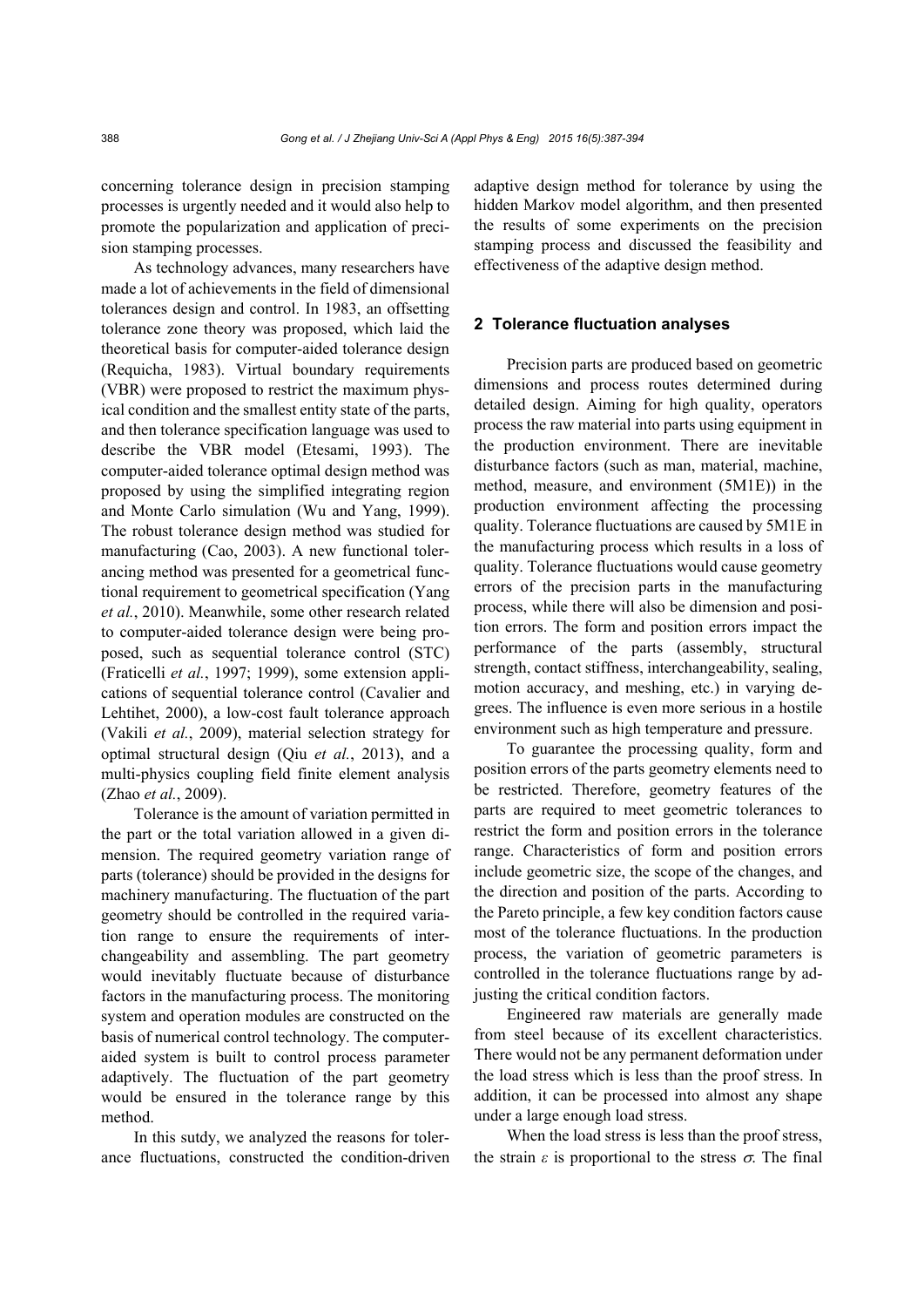concerning tolerance design in precision stamping processes is urgently needed and it would also help to promote the popularization and application of precision stamping processes.

As technology advances, many researchers have made a lot of achievements in the field of dimensional tolerances design and control. In 1983, an offsetting tolerance zone theory was proposed, which laid the theoretical basis for computer-aided tolerance design (Requicha, 1983). Virtual boundary requirements (VBR) were proposed to restrict the maximum physical condition and the smallest entity state of the parts, and then tolerance specification language was used to describe the VBR model (Etesami, 1993). The computer-aided tolerance optimal design method was proposed by using the simplified integrating region and Monte Carlo simulation (Wu and Yang, 1999). The robust tolerance design method was studied for manufacturing (Cao, 2003). A new functional tolerancing method was presented for a geometrical functional requirement to geometrical specification (Yang *et al.*, 2010). Meanwhile, some other research related to computer-aided tolerance design were being proposed, such as sequential tolerance control (STC) (Fraticelli *et al.*, 1997; 1999), some extension applications of sequential tolerance control (Cavalier and Lehtihet, 2000), a low-cost fault tolerance approach (Vakili *et al.*, 2009), material selection strategy for optimal structural design (Qiu *et al.*, 2013), and a multi-physics coupling field finite element analysis (Zhao *et al.*, 2009).

Tolerance is the amount of variation permitted in the part or the total variation allowed in a given dimension. The required geometry variation range of parts (tolerance) should be provided in the designs for machinery manufacturing. The fluctuation of the part geometry should be controlled in the required variation range to ensure the requirements of interchangeability and assembling. The part geometry would inevitably fluctuate because of disturbance factors in the manufacturing process. The monitoring system and operation modules are constructed on the basis of numerical control technology. The computer-aided system is built to control process parameter adaptively. The fluctuation of the part geometry would be ensured in the tolerance range by this method.

In this sutdy, we analyzed the reasons for tolerance fluctuations, constructed the condition-driven adaptive design method for tolerance by using the hidden Markov model algorithm, and then presented the results of some experiments on the precision stamping process and discussed the feasibility and effectiveness of the adaptive design method.

## 2 Tolerance fluctuation analyses

Precision parts are produced based on geometric dimensions and process routes determined during detailed design. Aiming for high quality, operators process the raw material into parts using equipment in the production environment. There are inevitable disturbance factors (such as man, material, machine, method, measure, and environment (5M1E)) in the production environment affecting the processing quality. Tolerance fluctuations are caused by 5M1E in the manufacturing process which results in a loss of quality. Tolerance fluctuations would cause geometry errors of the precision parts in the manufacturing process, while there will also be dimension and position errors. The form and position errors impact the performance of the parts (assembly, structural strength, contact stiffness, interchangeability, sealing, motion accuracy, and meshing, etc.) in varying degrees. The influence is even more serious in a hostile environment such as high temperature and pressure.

To guarantee the processing quality, form and position errors of the parts geometry elements need to be restricted. Therefore, geometry features of the parts are required to meet geometric tolerances to restrict the form and position errors in the tolerance range. Characteristics of form and position errors include geometric size, the scope of the changes, and the direction and position of the parts. According to the Pareto principle, a few key condition factors cause most of the tolerance fluctuations. In the production process, the variation of geometric parameters is controlled in the tolerance fluctuations range by adjusting the critical condition factors.

Engineered raw materials are generally made from steel because of its excellent characteristics. There would not be any permanent deformation under the load stress which is less than the proof stress. In addition, it can be processed into almost any shape under a large enough load stress.

When the load stress is less than the proof stress, the strain $\varepsilon$ is proportional to the stress $\sigma$. The final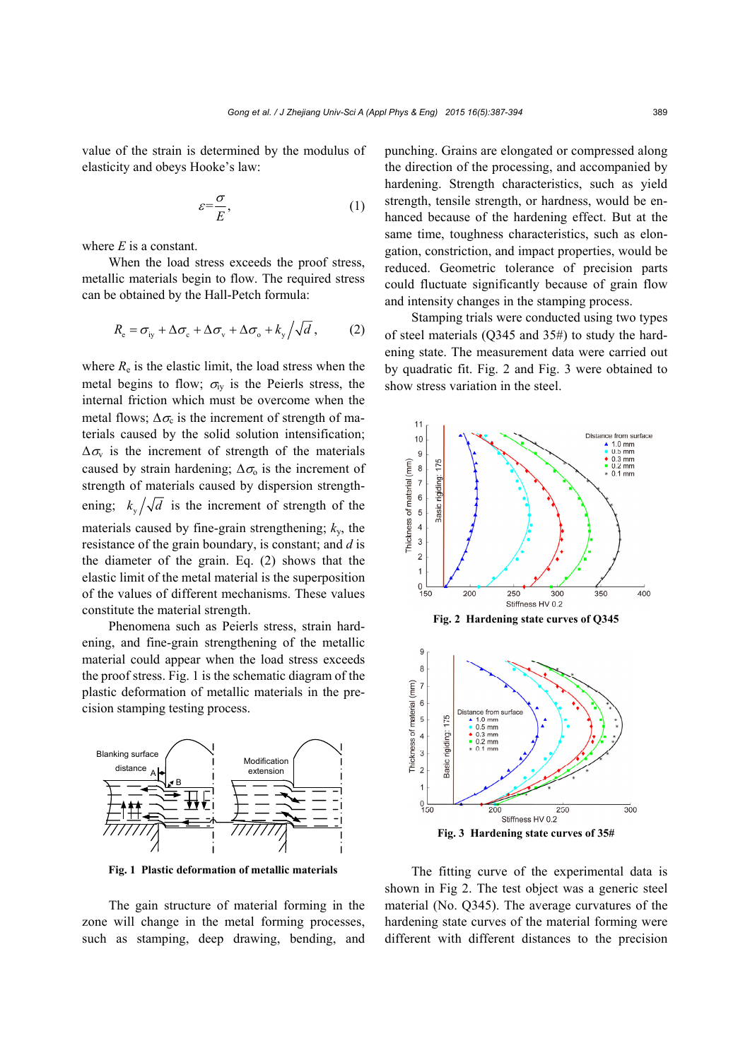value of the strain is determined by the modulus of elasticity and obeys Hooke's law:

$$\varepsilon = \frac{\sigma}{E}, \tag{1}$$

where $E$ is a constant.

When the load stress exceeds the proof stress, metallic materials begin to flow. The required stress can be obtained by the Hall-Petch formula:

$$R_{\mathrm{e}} = \sigma_{\mathrm{iy}} + \Delta\sigma_{\mathrm{c}} + \Delta\sigma_{\mathrm{v}} + \Delta\sigma_{\mathrm{o}} + k_{\mathrm{y}} / \sqrt{d}, \tag{2}$$

where $R_{\mathrm{e}}$ is the elastic limit, the load stress when the metal begins to flow; $\sigma_{\mathrm{iy}}$ is the Peierls stress, the internal friction which must be overcome when the metal flows; $\Delta\sigma_{\mathrm{c}}$ is the increment of strength of materials caused by the solid solution intensification; $\Delta\sigma_{\mathrm{v}}$ is the increment of strength of the materials caused by strain hardening; $\Delta\sigma_{\mathrm{o}}$ is the increment of strength of materials caused by dispersion strengthening; $k_{\mathrm{y}} / \sqrt{d}$ is the increment of strength of the materials caused by fine-grain strengthening; $k_{\mathrm{y}}$, the resistance of the grain boundary, is constant; and $d$ is the diameter of the grain. Eq. (2) shows that the elastic limit of the metal material is the superposition of the values of different mechanisms. These values constitute the material strength.

Phenomena such as Peierls stress, strain hardening, and fine-grain strengthening of the metallic material could appear when the load stress exceeds the proof stress. Fig. 1 is the schematic diagram of the plastic deformation of metallic materials in the precision stamping testing process.

**Fig. 1 Plastic deformation of metallic materials**

The gain structure of material forming in the zone will change in the metal forming processes, such as stamping, deep drawing, bending, and punching. Grains are elongated or compressed along the direction of the processing, and accompanied by hardening. Strength characteristics, such as yield strength, tensile strength, or hardness, would be enhanced because of the hardening effect. But at the same time, toughness characteristics, such as elongation, constriction, and impact properties, would be reduced. Geometric tolerance of precision parts could fluctuate significantly because of grain flow and intensity changes in the stamping process.

Stamping trials were conducted using two types of steel materials (Q345 and 35#) to study the hardening state. The measurement data were carried out by quadratic fit. Fig. 2 and Fig. 3 were obtained to show stress variation in the steel.

**Fig. 2 Hardening state curves of Q345**

**Fig. 3 Hardening state curves of 35#**

The fitting curve of the experimental data is shown in Fig 2. The test object was a generic steel material (No. Q345). The average curvatures of the hardening state curves of the material forming were different with different distances to the precision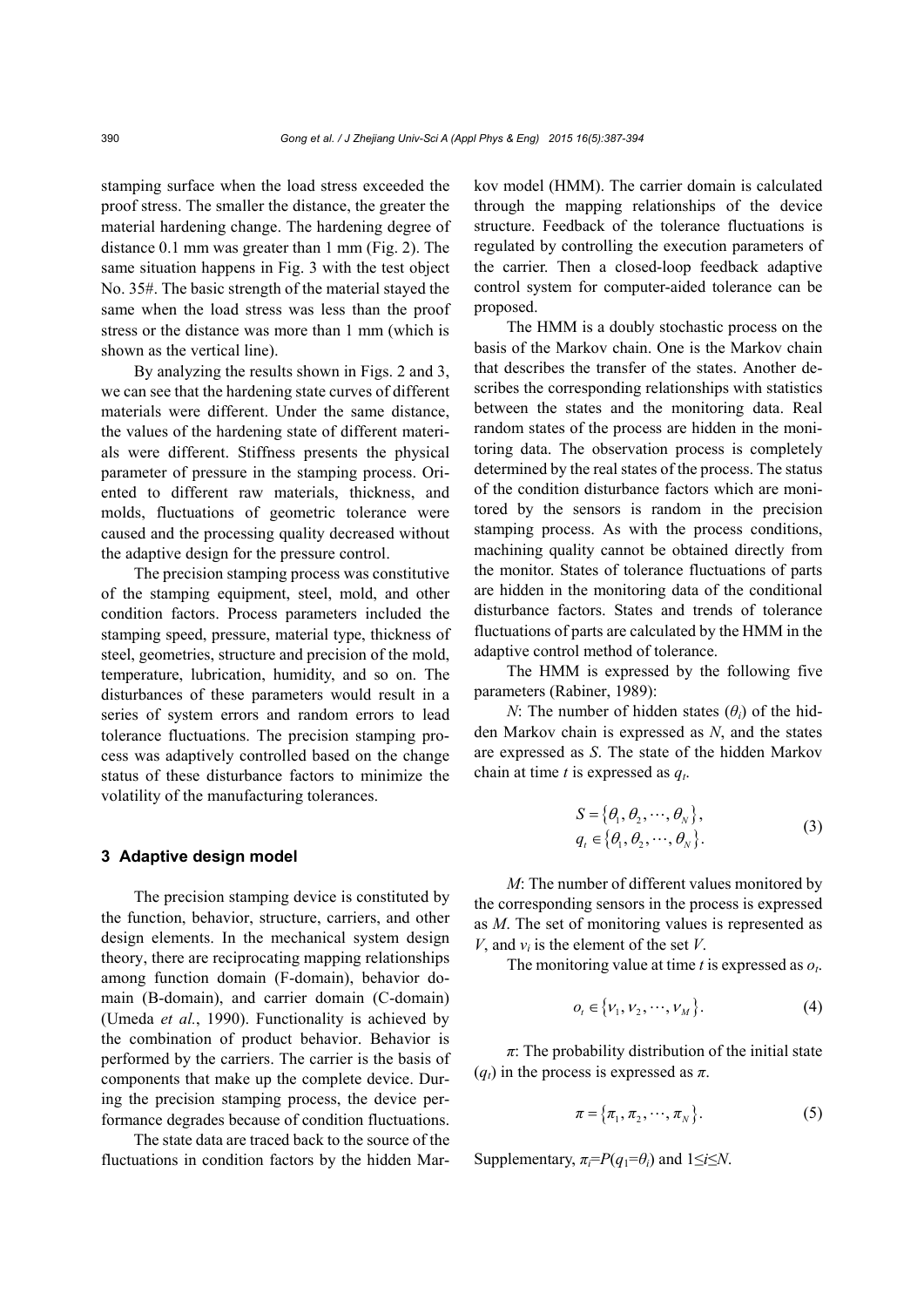stamping surface when the load stress exceeded the proof stress. The smaller the distance, the greater the material hardening change. The hardening degree of distance 0.1 mm was greater than 1 mm (Fig. 2). The same situation happens in Fig. 3 with the test object No. 35#. The basic strength of the material stayed the same when the load stress was less than the proof stress or the distance was more than 1 mm (which is shown as the vertical line).

By analyzing the results shown in Figs. 2 and 3, we can see that the hardening state curves of different materials were different. Under the same distance, the values of the hardening state of different materials were different. Stiffness presents the physical parameter of pressure in the stamping process. Oriented to different raw materials, thickness, and molds, fluctuations of geometric tolerance were caused and the processing quality decreased without the adaptive design for the pressure control.

The precision stamping process was constitutive of the stamping equipment, steel, mold, and other condition factors. Process parameters included the stamping speed, pressure, material type, thickness of steel, geometries, structure and precision of the mold, temperature, lubrication, humidity, and so on. The disturbances of these parameters would result in a series of system errors and random errors to lead tolerance fluctuations. The precision stamping process was adaptively controlled based on the change status of these disturbance factors to minimize the volatility of the manufacturing tolerances.

## 3 Adaptive design model

The precision stamping device is constituted by the function, behavior, structure, carriers, and other design elements. In the mechanical system design theory, there are reciprocating mapping relationships among function domain (F-domain), behavior domain (B-domain), and carrier domain (C-domain) (Umeda *et al.*, 1990). Functionality is achieved by the combination of product behavior. Behavior is performed by the carriers. The carrier is the basis of components that make up the complete device. During the precision stamping process, the device performance degrades because of condition fluctuations.

The state data are traced back to the source of the fluctuations in condition factors by the hidden Markov model (HMM). The carrier domain is calculated through the mapping relationships of the device structure. Feedback of the tolerance fluctuations is regulated by controlling the execution parameters of the carrier. Then a closed-loop feedback adaptive control system for computer-aided tolerance can be proposed.

The HMM is a doubly stochastic process on the basis of the Markov chain. One is the Markov chain that describes the transfer of the states. Another describes the corresponding relationships with statistics between the states and the monitoring data. Real random states of the process are hidden in the monitoring data. The observation process is completely determined by the real states of the process. The status of the condition disturbance factors which are monitored by the sensors is random in the precision stamping process. As with the process conditions, machining quality cannot be obtained directly from the monitor. States of tolerance fluctuations of parts are hidden in the monitoring data of the conditional disturbance factors. States and trends of tolerance fluctuations of parts are calculated by the HMM in the adaptive control method of tolerance.

The HMM is expressed by the following five parameters (Rabiner, 1989):

$N$: The number of hidden states ($\theta_i$) of the hidden Markov chain is expressed as $N$, and the states are expressed as $S$. The state of the hidden Markov chain at time $t$ is expressed as $q_t$.

$$S=\{\theta_1,\theta_2,\cdots,\theta_N\},\\ q_t\in\{\theta_1,\theta_2,\cdots,\theta_N\}. \tag{3}$$

$M$: The number of different values monitored by the corresponding sensors in the process is expressed as $M$. The set of monitoring values is represented as $V$, and $v_i$ is the element of the set $V$.

The monitoring value at time $t$ is expressed as $o_t$.

$$o_t\in\{v_1,v_2,\cdots,v_M\}. \tag{4}$$

$\pi$: The probability distribution of the initial state ($q_t$) in the process is expressed as $\pi$.

$$\pi=\{\pi_1,\pi_2,\cdots,\pi_N\}. \tag{5}$$

Supplementary, $\pi_i=P(q_1=\theta_i)$ and $1\le i\le N$.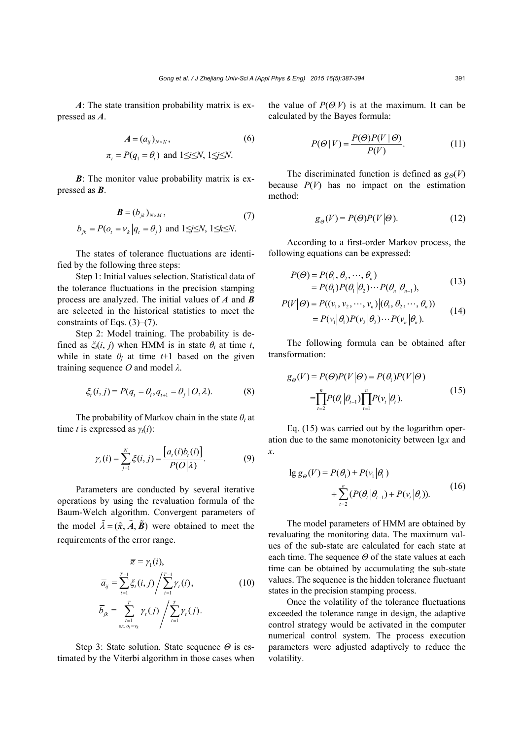***A***: The state transition probability matrix is expressed as ***A***.

$$\boldsymbol{A} = (a_{ij})_{N\times N}, \tag{6}$$

$$\pi_i = P(q_1 = \theta_i) \text{ and } 1\le i\le N,\ 1\le j\le N.$$

***B***: The monitor value probability matrix is expressed as ***B***.

$$\boldsymbol{B} = (b_{jk})_{N\times M}, \tag{7}$$

$$b_{jk} = P(o_t = v_k \,|\, q_t = \theta_j) \text{ and } 1\le j\le N,\ 1\le k\le N.$$

The states of tolerance fluctuations are identified by the following three steps:

Step 1: Initial values selection. Statistical data of the tolerance fluctuations in the precision stamping process are analyzed. The initial values of ***A*** and ***B*** are selected in the historical statistics to meet the constraints of Eqs. (3)–(7).

Step 2: Model training. The probability is defined as $\xi_t(i, j)$ when HMM is in state $\theta_i$ at time $t$, while in state $\theta_j$ at time $t$+1 based on the given training sequence $O$ and model $\lambda$.

$$\xi_t(i, j) = P(q_t = \theta_i, q_{t+1} = \theta_j \,|\, O, \lambda). \tag{8}$$

The probability of Markov chain in the state $\theta_i$ at time $t$ is expressed as $\gamma_t(i)$:

$$\gamma_t(i) = \sum_{j=1}^{N} \xi(i, j) = \frac{\left[a_t(i) b_t(i)\right]}{P(O|\lambda)}. \tag{9}$$

Parameters are conducted by several iterative operations by using the revaluation formula of the Baum-Welch algorithm. Convergent parameters of the model $\tilde{\lambda} = (\tilde{\pi}, \tilde{\boldsymbol{A}}, \tilde{\boldsymbol{B}})$ were obtained to meet the requirements of the error range.

$$\begin{aligned} \overline{\pi} &= \gamma_1(i), \\ \overline{a}_{ij} &= \sum_{t=1}^{T-1} \xi_t(i, j) \Big/ \sum_{t=1}^{T-1} \gamma_t(i), \\ \overline{b}_{jk} &= \sum_{\substack{t=1 \\ \text{s.t. } o_t = v_k}}^{T} \gamma_t(j) \Big/ \sum_{t=1}^{T} \gamma_t(j). \end{aligned} \tag{10}$$

Step 3: State solution. State sequence $\Theta$ is estimated by the Viterbi algorithm in those cases when the value of $P(\Theta|V)$ is at the maximum. It can be calculated by the Bayes formula:

$$P(\Theta \,|\, V) = \frac{P(\Theta) P(V \,|\, \Theta)}{P(V)}. \tag{11}$$

The discriminated function is defined as $g_\Theta(V)$ because $P(V)$ has no impact on the estimation method:

$$g_\Theta(V) = P(\Theta) P(V \,|\, \Theta). \tag{12}$$

According to a first-order Markov process, the following equations can be expressed:

$$\begin{aligned} P(\Theta) &= P(\theta_1, \theta_2, \cdots, \theta_n) \\ &= P(\theta_1) P(\theta_1 \,|\, \theta_2) \cdots P(\theta_n \,|\, \theta_{n-1}), \end{aligned} \tag{13}$$

$$\begin{aligned} P(V \,|\, \Theta) &= P((v_1, v_2, \cdots, v_n) \,|\, (\theta_1, \theta_2, \cdots, \theta_n)) \\ &= P(v_1 \,|\, \theta_1) P(v_2 \,|\, \theta_2) \cdots P(v_n \,|\, \theta_n). \end{aligned} \tag{14}$$

The following formula can be obtained after transformation:

$$\begin{aligned} g_\Theta(V) &= P(\Theta) P(V \,|\, \Theta) = P(\theta_1) P(V \,|\, \Theta) \\ &= \prod_{t=2}^{n} P(\theta_t \,|\, \theta_{t-1}) \prod_{t=1}^{n} P(v_t \,|\, \theta_t). \end{aligned} \tag{15}$$

Eq. (15) was carried out by the logarithm operation due to the same monotonicity between lg$x$ and $x$.

$$\begin{aligned} \lg g_\Theta(V) &= P(\theta_1) + P(v_1 \,|\, \theta_1) \\ &\quad + \sum_{t=2}^{n} (P(\theta_t \,|\, \theta_{t-1}) + P(v_t \,|\, \theta_t)). \end{aligned} \tag{16}$$

The model parameters of HMM are obtained by revaluating the monitoring data. The maximum values of the sub-state are calculated for each state at each time. The sequence $\Theta$ of the state values at each time can be obtained by accumulating the sub-state values. The sequence is the hidden tolerance fluctuant states in the precision stamping process.

Once the volatility of the tolerance fluctuations exceeded the tolerance range in design, the adaptive control strategy would be activated in the computer numerical control system. The process execution parameters were adjusted adaptively to reduce the volatility.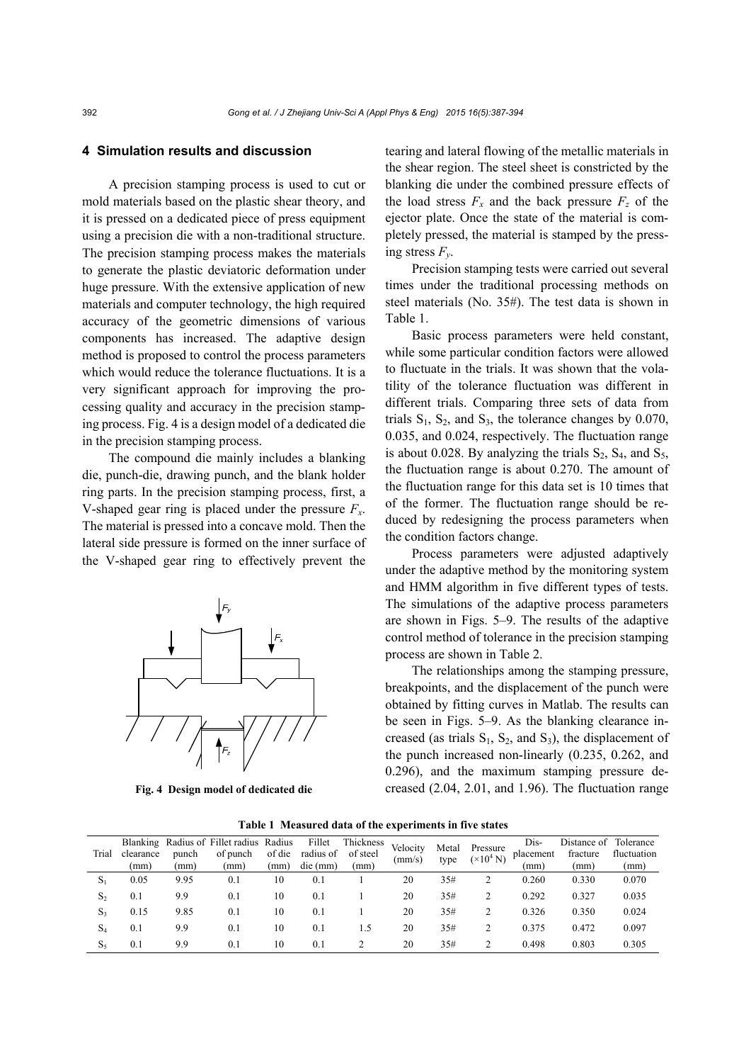## 4 Simulation results and discussion

A precision stamping process is used to cut or mold materials based on the plastic shear theory, and it is pressed on a dedicated piece of press equipment using a precision die with a non-traditional structure. The precision stamping process makes the materials to generate the plastic deviatoric deformation under huge pressure. With the extensive application of new materials and computer technology, the high required accuracy of the geometric dimensions of various components has increased. The adaptive design method is proposed to control the process parameters which would reduce the tolerance fluctuations. It is a very significant approach for improving the processing quality and accuracy in the precision stamping process. Fig. 4 is a design model of a dedicated die in the precision stamping process.

The compound die mainly includes a blanking die, punch-die, drawing punch, and the blank holder ring parts. In the precision stamping process, first, a V-shaped gear ring is placed under the pressure $F_x$. The material is pressed into a concave mold. Then the lateral side pressure is formed on the inner surface of the V-shaped gear ring to effectively prevent the tearing and lateral flowing of the metallic materials in the shear region. The steel sheet is constricted by the blanking die under the combined pressure effects of the load stress $F_x$ and the back pressure $F_z$ of the ejector plate. Once the state of the material is completely pressed, the material is stamped by the pressing stress $F_y$.

**Fig. 4 Design model of dedicated die**

Precision stamping tests were carried out several times under the traditional processing methods on steel materials (No. 35#). The test data is shown in Table 1.

Basic process parameters were held constant, while some particular condition factors were allowed to fluctuate in the trials. It was shown that the volatility of the tolerance fluctuation was different in different trials. Comparing three sets of data from trials $S_1$, $S_2$, and $S_3$, the tolerance changes by 0.070, 0.035, and 0.024, respectively. The fluctuation range is about 0.028. By analyzing the trials $S_2$, $S_4$, and $S_5$, the fluctuation range is about 0.270. The amount of the fluctuation range for this data set is 10 times that of the former. The fluctuation range should be reduced by redesigning the process parameters when the condition factors change.

Process parameters were adjusted adaptively under the adaptive method by the monitoring system and HMM algorithm in five different types of tests. The simulations of the adaptive process parameters are shown in Figs. 5–9. The results of the adaptive control method of tolerance in the precision stamping process are shown in Table 2.

The relationships among the stamping pressure, breakpoints, and the displacement of the punch were obtained by fitting curves in Matlab. The results can be seen in Figs. 5–9. As the blanking clearance increased (as trials $S_1$, $S_2$, and $S_3$), the displacement of the punch increased non-linearly (0.235, 0.262, and 0.296), and the maximum stamping pressure decreased (2.04, 2.01, and 1.96). The fluctuation range

**Table 1 Measured data of the experiments in five states**

| Trial | Blanking clearance (mm) | Radius of punch (mm) | Fillet radius of punch (mm) | Radius of die (mm) | Fillet radius of die (mm) | Thickness of steel (mm) | Velocity (mm/s) | Metal type | Pressure ($\times10^4$ N) | Displacement (mm) | Distance of fracture (mm) | Tolerance fluctuation (mm) |
|---|---|---|---|---|---|---|---|---|---|---|---|---|
| $S_1$ | 0.05 | 9.95 | 0.1 | 10 | 0.1 | 1 | 20 | 35# | 2 | 0.260 | 0.330 | 0.070 |
| $S_2$ | 0.1 | 9.9 | 0.1 | 10 | 0.1 | 1 | 20 | 35# | 2 | 0.292 | 0.327 | 0.035 |
| $S_3$ | 0.15 | 9.85 | 0.1 | 10 | 0.1 | 1 | 20 | 35# | 2 | 0.326 | 0.350 | 0.024 |
| $S_4$ | 0.1 | 9.9 | 0.1 | 10 | 0.1 | 1.5 | 20 | 35# | 2 | 0.375 | 0.472 | 0.097 |
| $S_5$ | 0.1 | 9.9 | 0.1 | 10 | 0.1 | 2 | 20 | 35# | 2 | 0.498 | 0.803 | 0.305 |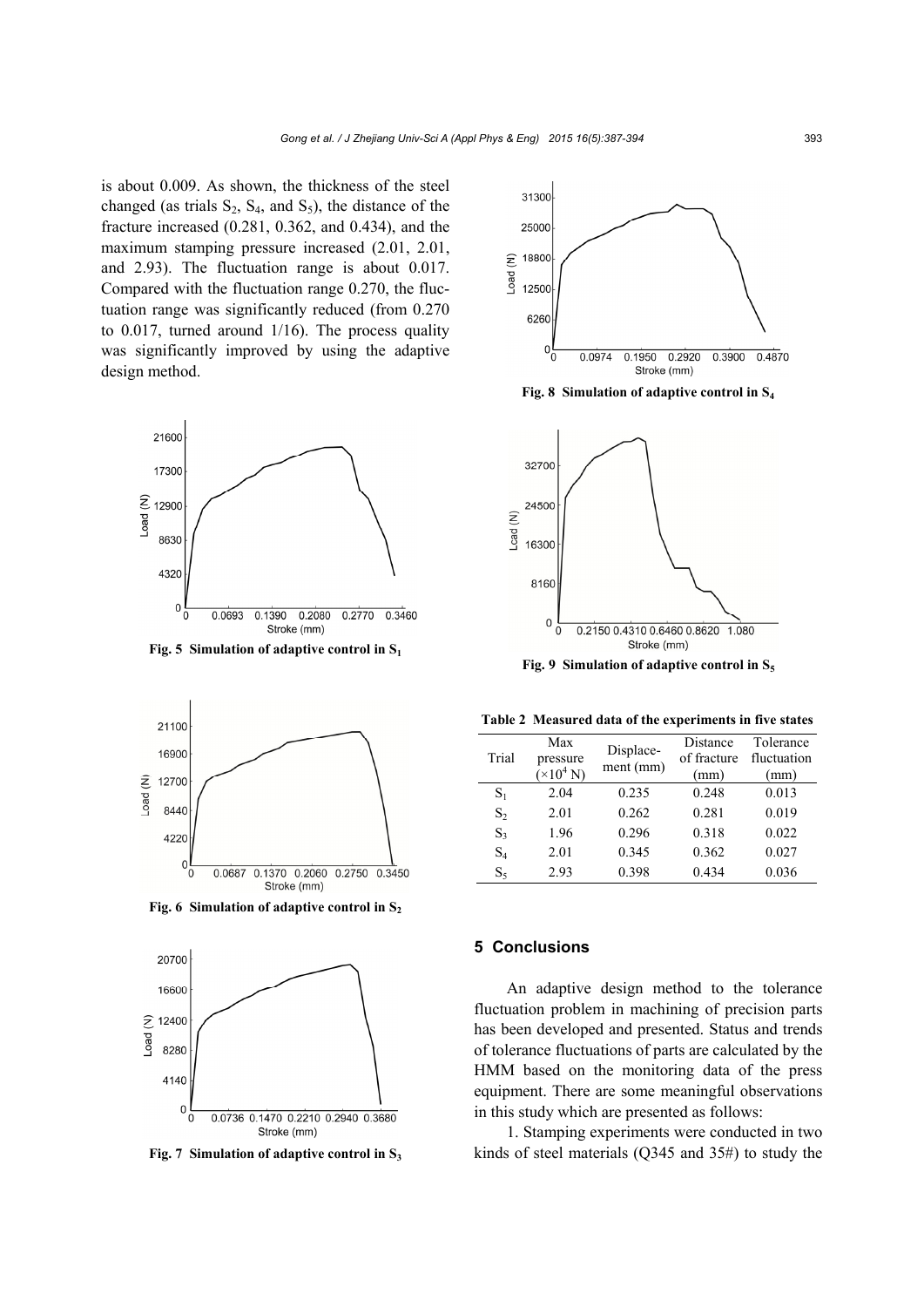is about 0.009. As shown, the thickness of the steel changed (as trials $S_2$, $S_4$, and $S_5$), the distance of the fracture increased (0.281, 0.362, and 0.434), and the maximum stamping pressure increased (2.01, 2.01, and 2.93). The fluctuation range is about 0.017. Compared with the fluctuation range 0.270, the fluctuation range was significantly reduced (from 0.270 to 0.017, turned around 1/16). The process quality was significantly improved by using the adaptive design method.

**Fig. 5 Simulation of adaptive control in $S_1$**

**Fig. 6 Simulation of adaptive control in $S_2$**

**Fig. 7 Simulation of adaptive control in $S_3$**

**Fig. 8 Simulation of adaptive control in $S_4$**

**Fig. 9 Simulation of adaptive control in $S_5$**

**Table 2 Measured data of the experiments in five states**

| Trial | Max pressure ($\times10^4$ N) | Displacement (mm) | Distance of fracture (mm) | Tolerance fluctuation (mm) |
|---|---|---|---|---|
| $S_1$ | 2.04 | 0.235 | 0.248 | 0.013 |
| $S_2$ | 2.01 | 0.262 | 0.281 | 0.019 |
| $S_3$ | 1.96 | 0.296 | 0.318 | 0.022 |
| $S_4$ | 2.01 | 0.345 | 0.362 | 0.027 |
| $S_5$ | 2.93 | 0.398 | 0.434 | 0.036 |

## 5 Conclusions

An adaptive design method to the tolerance fluctuation problem in machining of precision parts has been developed and presented. Status and trends of tolerance fluctuations of parts are calculated by the HMM based on the monitoring data of the press equipment. There are some meaningful observations in this study which are presented as follows:

1. Stamping experiments were conducted in two kinds of steel materials (Q345 and 35#) to study the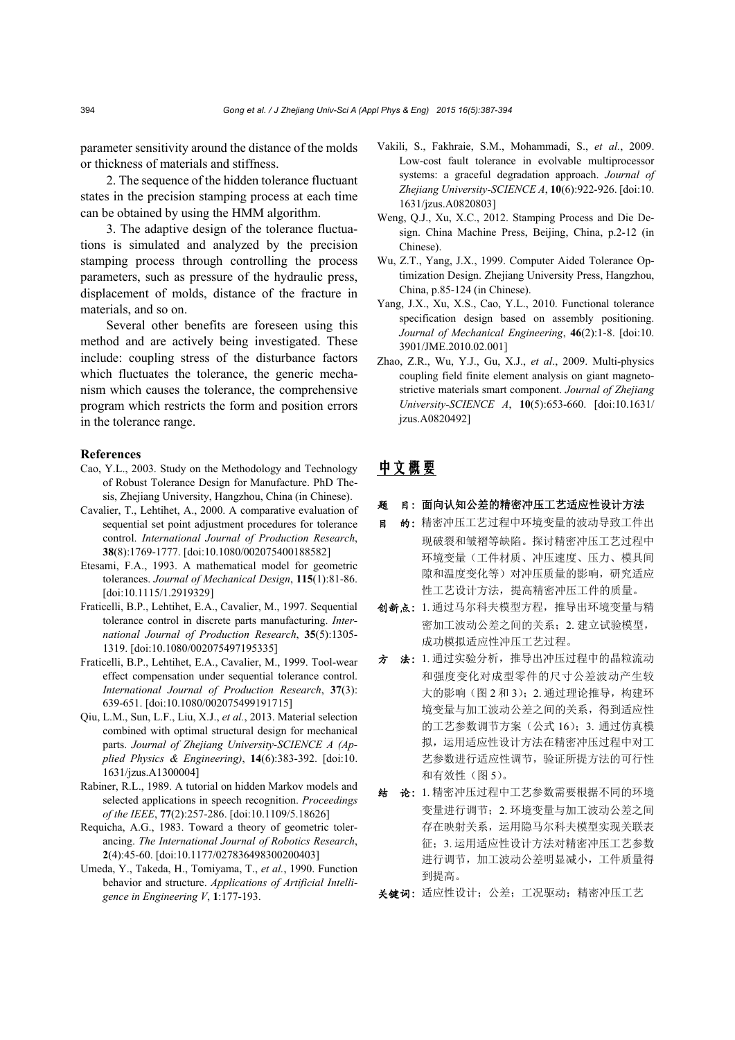parameter sensitivity around the distance of the molds or thickness of materials and stiffness.

2. The sequence of the hidden tolerance fluctuant states in the precision stamping process at each time can be obtained by using the HMM algorithm.

3. The adaptive design of the tolerance fluctuations is simulated and analyzed by the precision stamping process through controlling the process parameters, such as pressure of the hydraulic press, displacement of molds, distance of the fracture in materials, and so on.

Several other benefits are foreseen using this method and are actively being investigated. These include: coupling stress of the disturbance factors which fluctuates the tolerance, the generic mechanism which causes the tolerance, the comprehensive program which restricts the form and position errors in the tolerance range.

## References

Cao, Y.L., 2003. Study on the Methodology and Technology of Robust Tolerance Design for Manufacture. PhD Thesis, Zhejiang University, Hangzhou, China (in Chinese).

Cavalier, T., Lehtihet, A., 2000. A comparative evaluation of sequential set point adjustment procedures for tolerance control. *International Journal of Production Research*, **38**(8):1769-1777. [doi:10.1080/002075400188582]

Etesami, F.A., 1993. A mathematical model for geometric tolerances. *Journal of Mechanical Design*, **115**(1):81-86. [doi:10.1115/1.2919329]

Fraticelli, B.P., Lehtihet, E.A., Cavalier, M., 1997. Sequential tolerance control in discrete parts manufacturing. *International Journal of Production Research*, **35**(5):1305-1319. [doi:10.1080/002075497195335]

Fraticelli, B.P., Lehtihet, E.A., Cavalier, M., 1999. Tool-wear effect compensation under sequential tolerance control. *International Journal of Production Research*, **37**(3): 639-651. [doi:10.1080/002075499191715]

Qiu, L.M., Sun, L.F., Liu, X.J., *et al.*, 2013. Material selection combined with optimal structural design for mechanical parts. *Journal of Zhejiang University-SCIENCE A (Applied Physics & Engineering)*, **14**(6):383-392. [doi:10.1631/jzus.A1300004]

Rabiner, R.L., 1989. A tutorial on hidden Markov models and selected applications in speech recognition. *Proceedings of the IEEE*, **77**(2):257-286. [doi:10.1109/5.18626]

Requicha, A.G., 1983. Toward a theory of geometric tolerancing. *The International Journal of Robotics Research*, **2**(4):45-60. [doi:10.1177/027836498300200403]

Umeda, Y., Takeda, H., Tomiyama, T., *et al.*, 1990. Function behavior and structure. *Applications of Artificial Intelligence in Engineering V*, **1**:177-193.

Vakili, S., Fakhraie, S.M., Mohammadi, S., *et al.*, 2009. Low-cost fault tolerance in evolvable multiprocessor systems: a graceful degradation approach. *Journal of Zhejiang University-SCIENCE A*, **10**(6):922-926. [doi:10.1631/jzus.A0820803]

Weng, Q.J., Xu, X.C., 2012. Stamping Process and Die Design. China Machine Press, Beijing, China, p.2-12 (in Chinese).

Wu, Z.T., Yang, J.X., 1999. Computer Aided Tolerance Optimization Design. Zhejiang University Press, Hangzhou, China, p.85-124 (in Chinese).

Yang, J.X., Xu, X.S., Cao, Y.L., 2010. Functional tolerance specification design based on assembly positioning. *Journal of Mechanical Engineering*, **46**(2):1-8. [doi:10.3901/JME.2010.02.001]

Zhao, Z.R., Wu, Y.J., Gu, X.J., *et al*., 2009. Multi-physics coupling field finite element analysis on giant magnetostrictive materials smart component. *Journal of Zhejiang University-SCIENCE A*, **10**(5):653-660. [doi:10.1631/jzus.A0820492]

## 中文概要

**题　目：** 面向认知公差的精密冲压工艺适应性设计方法

**目　的：** 精密冲压工艺过程中环境变量的波动导致工件出现破裂和皱褶等缺陷。探讨精密冲压工艺过程中环境变量（工件材质、冲压速度、压力、模具间隙和温度变化等）对冲压质量的影响，研究适应性工艺设计方法，提高精密冲压工件的质量。

**创新点：** 1. 通过马尔科夫模型方程，推导出环境变量与精密加工波动公差之间的关系；2. 建立试验模型，成功模拟适应性冲压工艺过程。

**方　法：** 1. 通过实验分析，推导出冲压过程中的晶粒流动和强度变化对成型零件的尺寸公差波动产生较大的影响（图 2 和 3）；2. 通过理论推导，构建环境变量与加工波动公差之间的关系，得到适应性的工艺参数调节方案（公式 16）；3. 通过仿真模拟，运用适应性设计方法在精密冲压过程中对工艺参数进行适应性调节，验证所提方法的可行性和有效性（图 5）。

**结　论：** 1. 精密冲压过程中工艺参数需要根据不同的环境变量进行调节；2. 环境变量与加工波动公差之间存在映射关系，运用隐马尔科夫模型实现关联表征；3. 运用适应性设计方法对精密冲压工艺参数进行调节，加工波动公差明显减小，工件质量得到提高。

**关键词：** 适应性设计；公差；工况驱动；精密冲压工艺